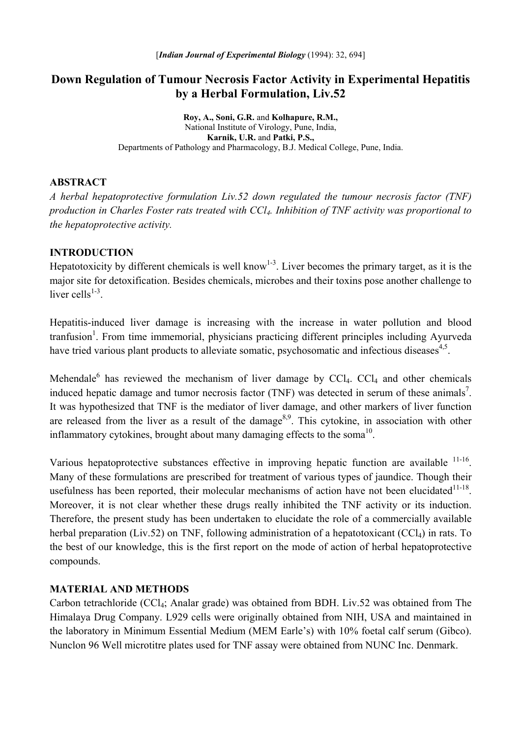[*Indian Journal of Experimental Biology* (1994): 32, 694]

# Down Regulation of Tumour Necrosis Factor Activity in Experimental Hepatitis by a Herbal Formulation, Liv.52

**Roy, A., Soni, G.R.** and **Kolhapure, R.M.,**
National Institute of Virology, Pune, India,
**Karnik, U.R.** and **Patki, P.S.,**
Departments of Pathology and Pharmacology, B.J. Medical College, Pune, India.

## ABSTRACT

*A herbal hepatoprotective formulation Liv.52 down regulated the tumour necrosis factor (TNF) production in Charles Foster rats treated with $CCl_4$. Inhibition of TNF activity was proportional to the hepatoprotective activity.*

## INTRODUCTION

Hepatotoxicity by different chemicals is well know[1-3]. Liver becomes the primary target, as it is the major site for detoxification. Besides chemicals, microbes and their toxins pose another challenge to liver cells[1-3].

Hepatitis-induced liver damage is increasing with the increase in water pollution and blood tranfusion[1]. From time immemorial, physicians practicing different principles including Ayurveda have tried various plant products to alleviate somatic, psychosomatic and infectious diseases[4,5].

Mehendale[6] has reviewed the mechanism of liver damage by $CCl_4$. $CCl_4$ and other chemicals induced hepatic damage and tumor necrosis factor (TNF) was detected in serum of these animals[7]. It was hypothesized that TNF is the mediator of liver damage, and other markers of liver function are released from the liver as a result of the damage[8,9]. This cytokine, in association with other inflammatory cytokines, brought about many damaging effects to the soma[10].

Various hepatoprotective substances effective in improving hepatic function are available [11-16]. Many of these formulations are prescribed for treatment of various types of jaundice. Though their usefulness has been reported, their molecular mechanisms of action have not been elucidated[11-18]. Moreover, it is not clear whether these drugs really inhibited the TNF activity or its induction. Therefore, the present study has been undertaken to elucidate the role of a commercially available herbal preparation (Liv.52) on TNF, following administration of a hepatotoxicant ($CCl_4$) in rats. To the best of our knowledge, this is the first report on the mode of action of herbal hepatoprotective compounds.

## MATERIAL AND METHODS

Carbon tetrachloride ($CCl_4$; Analar grade) was obtained from BDH. Liv.52 was obtained from The Himalaya Drug Company. L929 cells were originally obtained from NIH, USA and maintained in the laboratory in Minimum Essential Medium (MEM Earle's) with 10% foetal calf serum (Gibco). Nunclon 96 Well microtitre plates used for TNF assay were obtained from NUNC Inc. Denmark.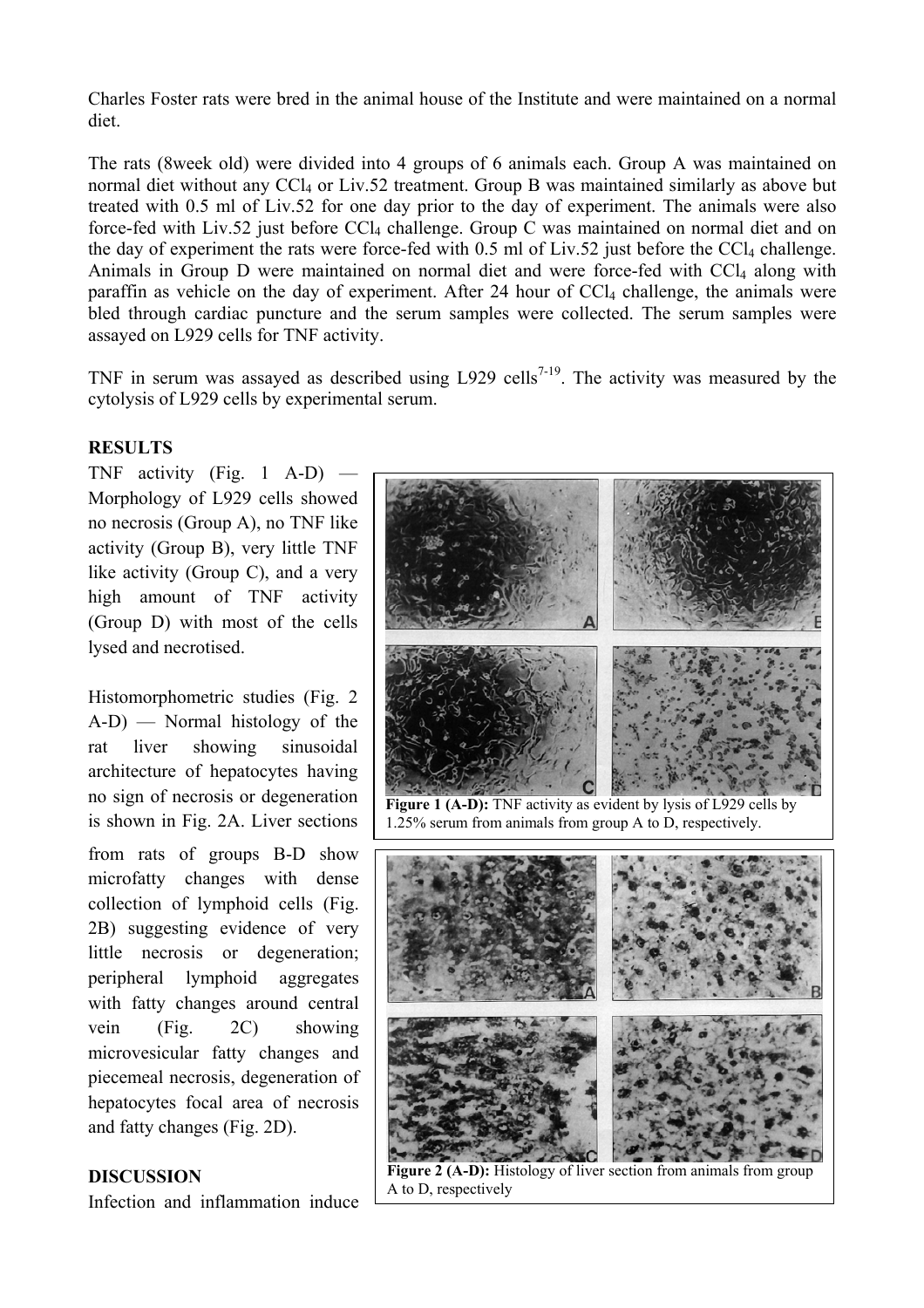Charles Foster rats were bred in the animal house of the Institute and were maintained on a normal diet.

The rats (8week old) were divided into 4 groups of 6 animals each. Group A was maintained on normal diet without any $CCl_4$ or Liv.52 treatment. Group B was maintained similarly as above but treated with 0.5 ml of Liv.52 for one day prior to the day of experiment. The animals were also force-fed with Liv.52 just before $CCl_4$ challenge. Group C was maintained on normal diet and on the day of experiment the rats were force-fed with 0.5 ml of Liv.52 just before the $CCl_4$ challenge. Animals in Group D were maintained on normal diet and were force-fed with $CCl_4$ along with paraffin as vehicle on the day of experiment. After 24 hour of $CCl_4$ challenge, the animals were bled through cardiac puncture and the serum samples were collected. The serum samples were assayed on L929 cells for TNF activity.

TNF in serum was assayed as described using L929 cells[7-19]. The activity was measured by the cytolysis of L929 cells by experimental serum.

## RESULTS

TNF activity (Fig. 1 A-D) — Morphology of L929 cells showed no necrosis (Group A), no TNF like activity (Group B), very little TNF like activity (Group C), and a very high amount of TNF activity (Group D) with most of the cells lysed and necrotised.

Histomorphometric studies (Fig. 2 A-D) — Normal histology of the rat liver showing sinusoidal architecture of hepatocytes having no sign of necrosis or degeneration is shown in Fig. 2A. Liver sections from rats of groups B-D show microfatty changes with dense collection of lymphoid cells (Fig. 2B) suggesting evidence of very little necrosis or degeneration; peripheral lymphoid aggregates with fatty changes around central vein (Fig. 2C) showing microvesicular fatty changes and piecemeal necrosis, degeneration of hepatocytes focal area of necrosis and fatty changes (Fig. 2D).

**Figure 1 (A-D):** TNF activity as evident by lysis of L929 cells by 1.25% serum from animals from group A to D, respectively.

**Figure 2 (A-D):** Histology of liver section from animals from group A to D, respectively

## DISCUSSION

Infection and inflammation induce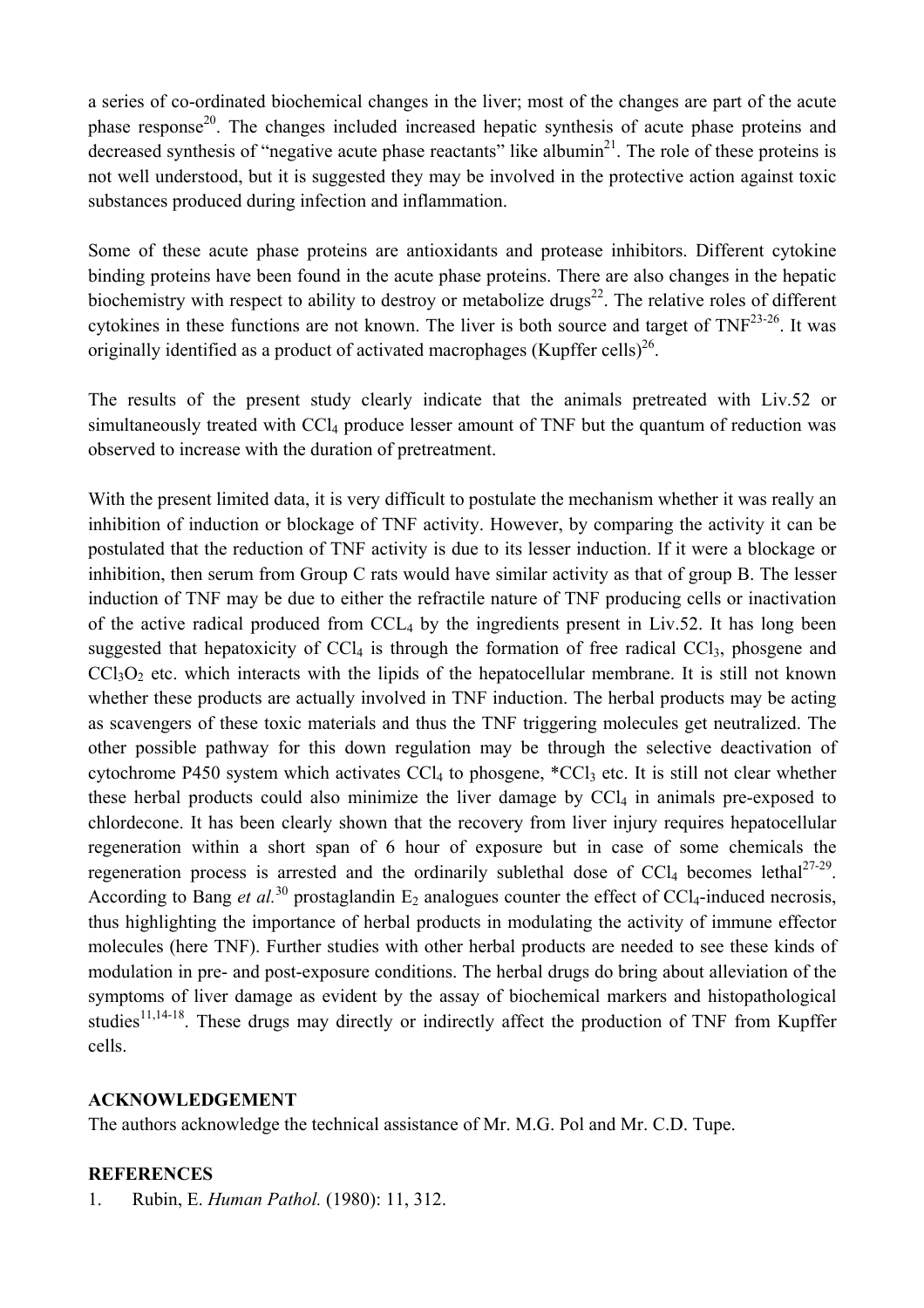a series of co-ordinated biochemical changes in the liver; most of the changes are part of the acute phase response[20]. The changes included increased hepatic synthesis of acute phase proteins and decreased synthesis of "negative acute phase reactants" like albumin[21]. The role of these proteins is not well understood, but it is suggested they may be involved in the protective action against toxic substances produced during infection and inflammation.

Some of these acute phase proteins are antioxidants and protease inhibitors. Different cytokine binding proteins have been found in the acute phase proteins. There are also changes in the hepatic biochemistry with respect to ability to destroy or metabolize drugs[22]. The relative roles of different cytokines in these functions are not known. The liver is both source and target of TNF[23-26]. It was originally identified as a product of activated macrophages (Kupffer cells)[26].

The results of the present study clearly indicate that the animals pretreated with Liv.52 or simultaneously treated with $CCl_4$ produce lesser amount of TNF but the quantum of reduction was observed to increase with the duration of pretreatment.

With the present limited data, it is very difficult to postulate the mechanism whether it was really an inhibition of induction or blockage of TNF activity. However, by comparing the activity it can be postulated that the reduction of TNF activity is due to its lesser induction. If it were a blockage or inhibition, then serum from Group C rats would have similar activity as that of group B. The lesser induction of TNF may be due to either the refractile nature of TNF producing cells or inactivation of the active radical produced from $CCL_4$ by the ingredients present in Liv.52. It has long been suggested that hepatoxicity of $CCl_4$ is through the formation of free radical $CCl_3$, phosgene and $CCl_3O_2$ etc. which interacts with the lipids of the hepatocellular membrane. It is still not known whether these products are actually involved in TNF induction. The herbal products may be acting as scavengers of these toxic materials and thus the TNF triggering molecules get neutralized. The other possible pathway for this down regulation may be through the selective deactivation of cytochrome P450 system which activates $CCl_4$ to phosgene, *$CCl_3$ etc. It is still not clear whether these herbal products could also minimize the liver damage by $CCl_4$ in animals pre-exposed to chlordecone. It has been clearly shown that the recovery from liver injury requires hepatocellular regeneration within a short span of 6 hour of exposure but in case of some chemicals the regeneration process is arrested and the ordinarily sublethal dose of $CCl_4$ becomes lethal[27-29]. According to Bang *et al.*[30] prostaglandin $E_2$ analogues counter the effect of $CCl_4$-induced necrosis, thus highlighting the importance of herbal products in modulating the activity of immune effector molecules (here TNF). Further studies with other herbal products are needed to see these kinds of modulation in pre- and post-exposure conditions. The herbal drugs do bring about alleviation of the symptoms of liver damage as evident by the assay of biochemical markers and histopathological studies[11,14-18]. These drugs may directly or indirectly affect the production of TNF from Kupffer cells.

**ACKNOWLEDGEMENT**

The authors acknowledge the technical assistance of Mr. M.G. Pol and Mr. C.D. Tupe.

**REFERENCES**

1. Rubin, E. *Human Pathol.* (1980): 11, 312.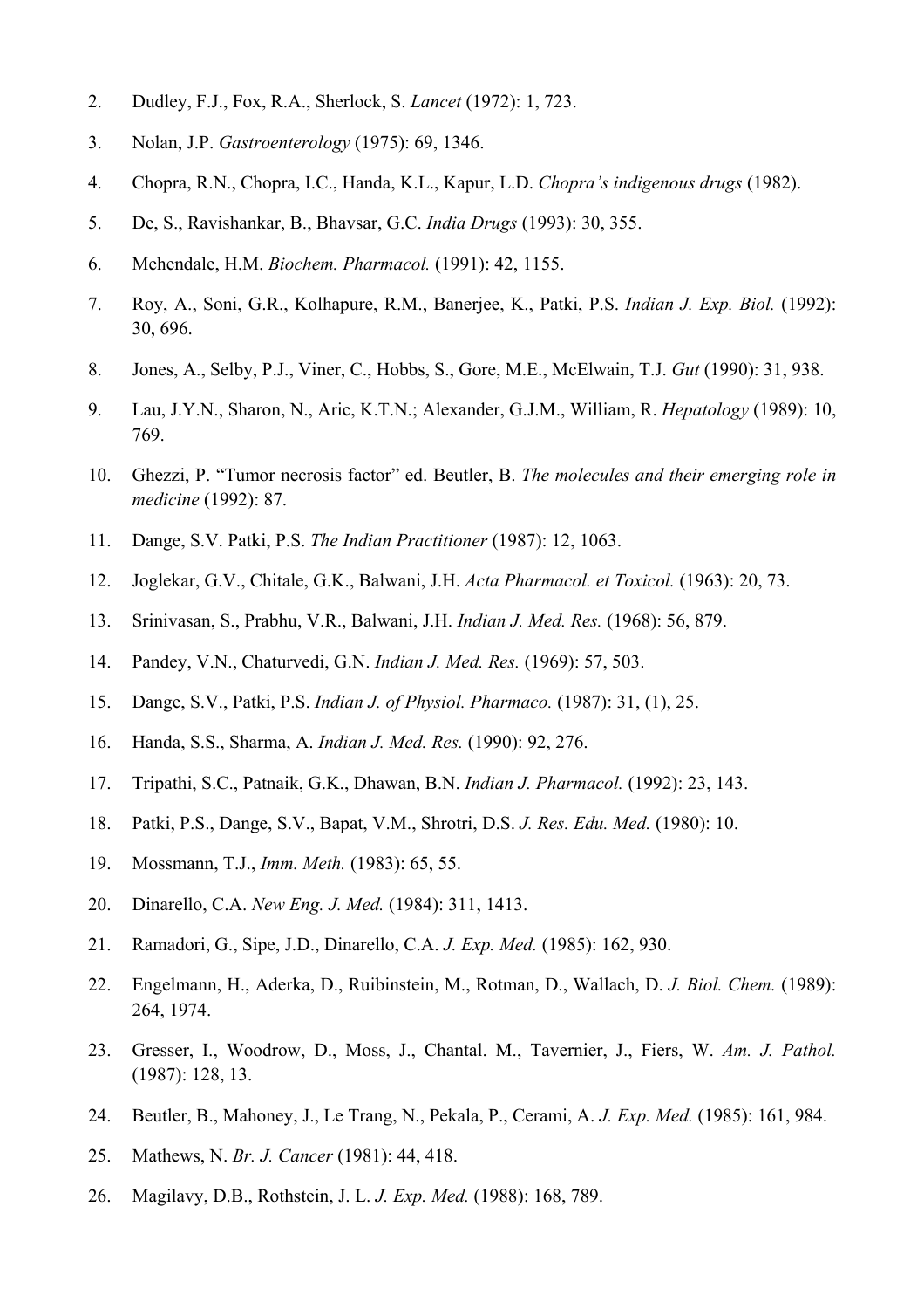2. Dudley, F.J., Fox, R.A., Sherlock, S. *Lancet* (1972): 1, 723.
3. Nolan, J.P. *Gastroenterology* (1975): 69, 1346.
4. Chopra, R.N., Chopra, I.C., Handa, K.L., Kapur, L.D. *Chopra's indigenous drugs* (1982).
5. De, S., Ravishankar, B., Bhavsar, G.C. *India Drugs* (1993): 30, 355.
6. Mehendale, H.M. *Biochem. Pharmacol.* (1991): 42, 1155.
7. Roy, A., Soni, G.R., Kolhapure, R.M., Banerjee, K., Patki, P.S. *Indian J. Exp. Biol.* (1992): 30, 696.
8. Jones, A., Selby, P.J., Viner, C., Hobbs, S., Gore, M.E., McElwain, T.J. *Gut* (1990): 31, 938.
9. Lau, J.Y.N., Sharon, N., Aric, K.T.N.; Alexander, G.J.M., William, R. *Hepatology* (1989): 10, 769.
10. Ghezzi, P. "Tumor necrosis factor" ed. Beutler, B. *The molecules and their emerging role in medicine* (1992): 87.
11. Dange, S.V. Patki, P.S. *The Indian Practitioner* (1987): 12, 1063.
12. Joglekar, G.V., Chitale, G.K., Balwani, J.H. *Acta Pharmacol. et Toxicol.* (1963): 20, 73.
13. Srinivasan, S., Prabhu, V.R., Balwani, J.H. *Indian J. Med. Res.* (1968): 56, 879.
14. Pandey, V.N., Chaturvedi, G.N. *Indian J. Med. Res.* (1969): 57, 503.
15. Dange, S.V., Patki, P.S. *Indian J. of Physiol. Pharmaco.* (1987): 31, (1), 25.
16. Handa, S.S., Sharma, A. *Indian J. Med. Res.* (1990): 92, 276.
17. Tripathi, S.C., Patnaik, G.K., Dhawan, B.N. *Indian J. Pharmacol.* (1992): 23, 143.
18. Patki, P.S., Dange, S.V., Bapat, V.M., Shrotri, D.S. *J. Res. Edu. Med.* (1980): 10.
19. Mossmann, T.J., *Imm. Meth.* (1983): 65, 55.
20. Dinarello, C.A. *New Eng. J. Med.* (1984): 311, 1413.
21. Ramadori, G., Sipe, J.D., Dinarello, C.A. *J. Exp. Med.* (1985): 162, 930.
22. Engelmann, H., Aderka, D., Ruibinstein, M., Rotman, D., Wallach, D. *J. Biol. Chem.* (1989): 264, 1974.
23. Gresser, I., Woodrow, D., Moss, J., Chantal. M., Tavernier, J., Fiers, W. *Am. J. Pathol.* (1987): 128, 13.
24. Beutler, B., Mahoney, J., Le Trang, N., Pekala, P., Cerami, A. *J. Exp. Med.* (1985): 161, 984.
25. Mathews, N. *Br. J. Cancer* (1981): 44, 418.
26. Magilavy, D.B., Rothstein, J. L. *J. Exp. Med.* (1988): 168, 789.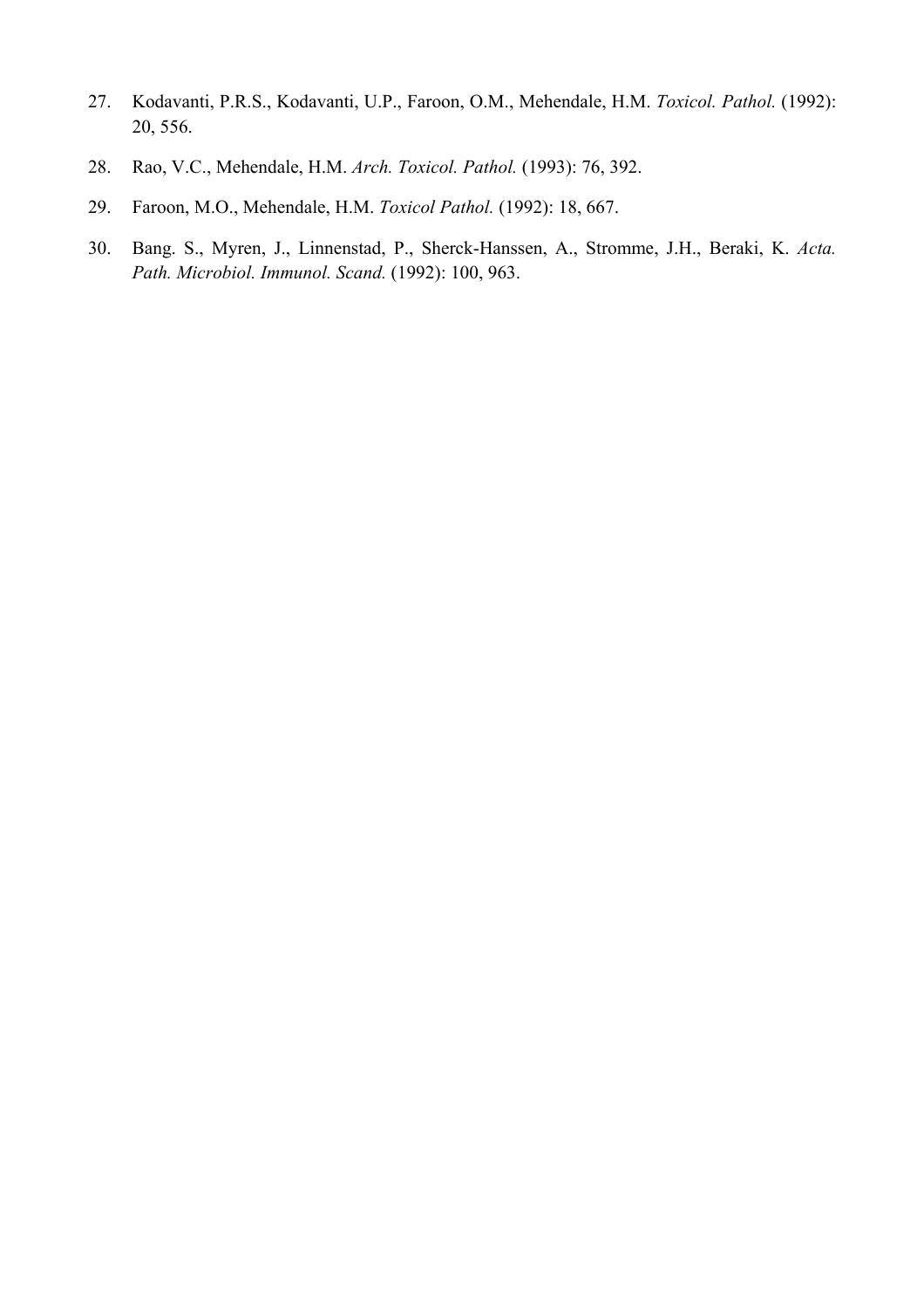27. Kodavanti, P.R.S., Kodavanti, U.P., Faroon, O.M., Mehendale, H.M. *Toxicol. Pathol.* (1992): 20, 556.

28. Rao, V.C., Mehendale, H.M. *Arch. Toxicol. Pathol.* (1993): 76, 392.

29. Faroon, M.O., Mehendale, H.M. *Toxicol Pathol.* (1992): 18, 667.

30. Bang. S., Myren, J., Linnenstad, P., Sherck-Hanssen, A., Stromme, J.H., Beraki, K. *Acta. Path. Microbiol. Immunol. Scand.* (1992): 100, 963.